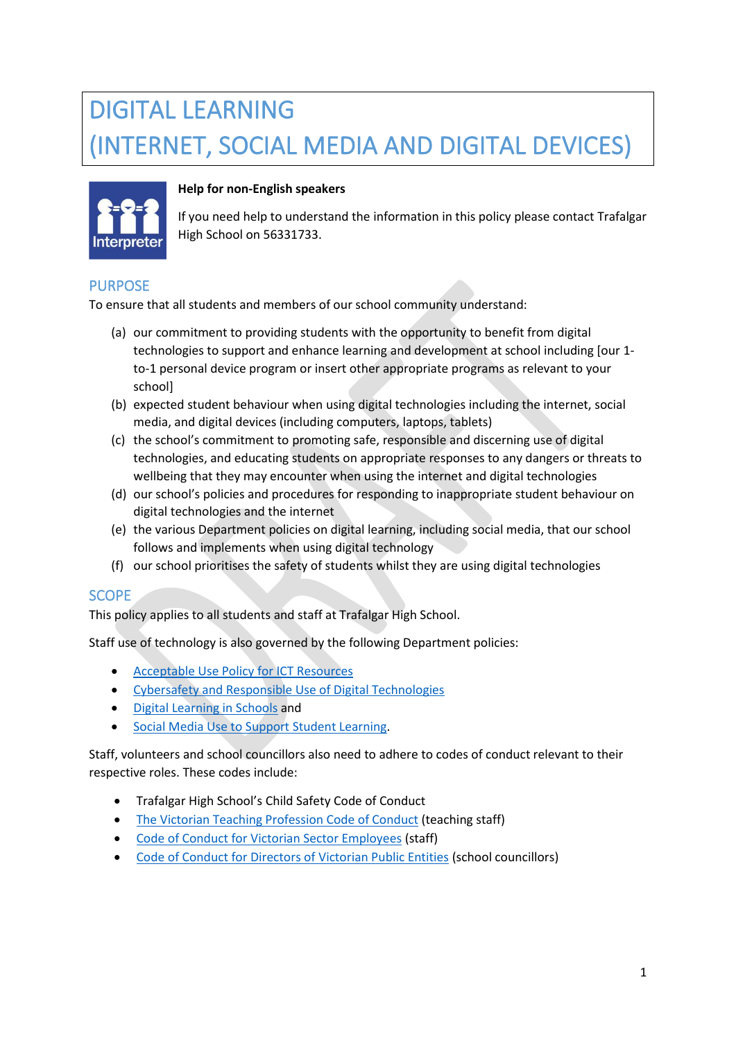# DIGITAL LEARNING (INTERNET, SOCIAL MEDIA AND DIGITAL DEVICES)

**Help for non-English speakers**

If you need help to understand the information in this policy please contact Trafalgar High School on 56331733.

## PURPOSE

To ensure that all students and members of our school community understand:

(a) our commitment to providing students with the opportunity to benefit from digital technologies to support and enhance learning and development at school including [our 1-to-1 personal device program or insert other appropriate programs as relevant to your school]

(b) expected student behaviour when using digital technologies including the internet, social media, and digital devices (including computers, laptops, tablets)

(c) the school's commitment to promoting safe, responsible and discerning use of digital technologies, and educating students on appropriate responses to any dangers or threats to wellbeing that they may encounter when using the internet and digital technologies

(d) our school's policies and procedures for responding to inappropriate student behaviour on digital technologies and the internet

(e) the various Department policies on digital learning, including social media, that our school follows and implements when using digital technology

(f) our school prioritises the safety of students whilst they are using digital technologies

## SCOPE

This policy applies to all students and staff at Trafalgar High School.

Staff use of technology is also governed by the following Department policies:

- Acceptable Use Policy for ICT Resources
- Cybersafety and Responsible Use of Digital Technologies
- Digital Learning in Schools and
- Social Media Use to Support Student Learning.

Staff, volunteers and school councillors also need to adhere to codes of conduct relevant to their respective roles. These codes include:

- Trafalgar High School's Child Safety Code of Conduct
- The Victorian Teaching Profession Code of Conduct (teaching staff)
- Code of Conduct for Victorian Sector Employees (staff)
- Code of Conduct for Directors of Victorian Public Entities (school councillors)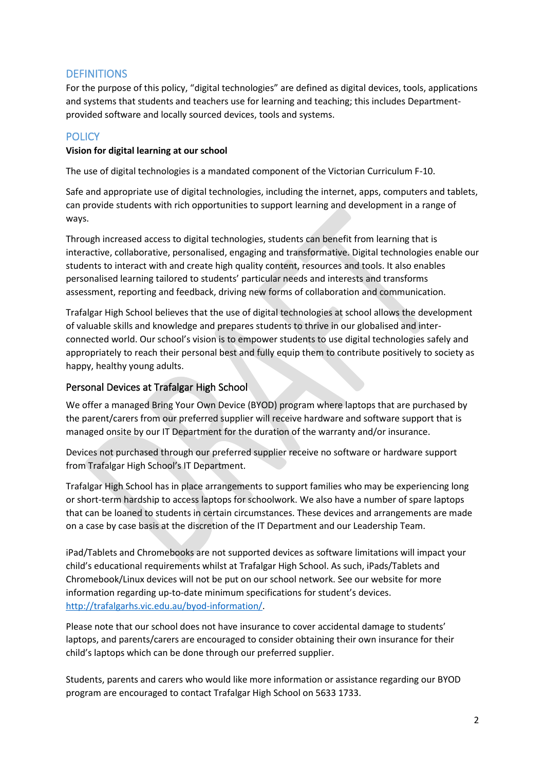## DEFINITIONS

For the purpose of this policy, "digital technologies" are defined as digital devices, tools, applications and systems that students and teachers use for learning and teaching; this includes Department-provided software and locally sourced devices, tools and systems.

## POLICY

**Vision for digital learning at our school**

The use of digital technologies is a mandated component of the Victorian Curriculum F-10.

Safe and appropriate use of digital technologies, including the internet, apps, computers and tablets, can provide students with rich opportunities to support learning and development in a range of ways.

Through increased access to digital technologies, students can benefit from learning that is interactive, collaborative, personalised, engaging and transformative. Digital technologies enable our students to interact with and create high quality content, resources and tools. It also enables personalised learning tailored to students' particular needs and interests and transforms assessment, reporting and feedback, driving new forms of collaboration and communication.

Trafalgar High School believes that the use of digital technologies at school allows the development of valuable skills and knowledge and prepares students to thrive in our globalised and inter-connected world. Our school's vision is to empower students to use digital technologies safely and appropriately to reach their personal best and fully equip them to contribute positively to society as happy, healthy young adults.

### Personal Devices at Trafalgar High School

We offer a managed Bring Your Own Device (BYOD) program where laptops that are purchased by the parent/carers from our preferred supplier will receive hardware and software support that is managed onsite by our IT Department for the duration of the warranty and/or insurance.

Devices not purchased through our preferred supplier receive no software or hardware support from Trafalgar High School's IT Department.

Trafalgar High School has in place arrangements to support families who may be experiencing long or short-term hardship to access laptops for schoolwork. We also have a number of spare laptops that can be loaned to students in certain circumstances. These devices and arrangements are made on a case by case basis at the discretion of the IT Department and our Leadership Team.

iPad/Tablets and Chromebooks are not supported devices as software limitations will impact your child's educational requirements whilst at Trafalgar High School. As such, iPads/Tablets and Chromebook/Linux devices will not be put on our school network. See our website for more information regarding up-to-date minimum specifications for student's devices. http://trafalgarhs.vic.edu.au/byod-information/.

Please note that our school does not have insurance to cover accidental damage to students' laptops, and parents/carers are encouraged to consider obtaining their own insurance for their child's laptops which can be done through our preferred supplier.

Students, parents and carers who would like more information or assistance regarding our BYOD program are encouraged to contact Trafalgar High School on 5633 1733.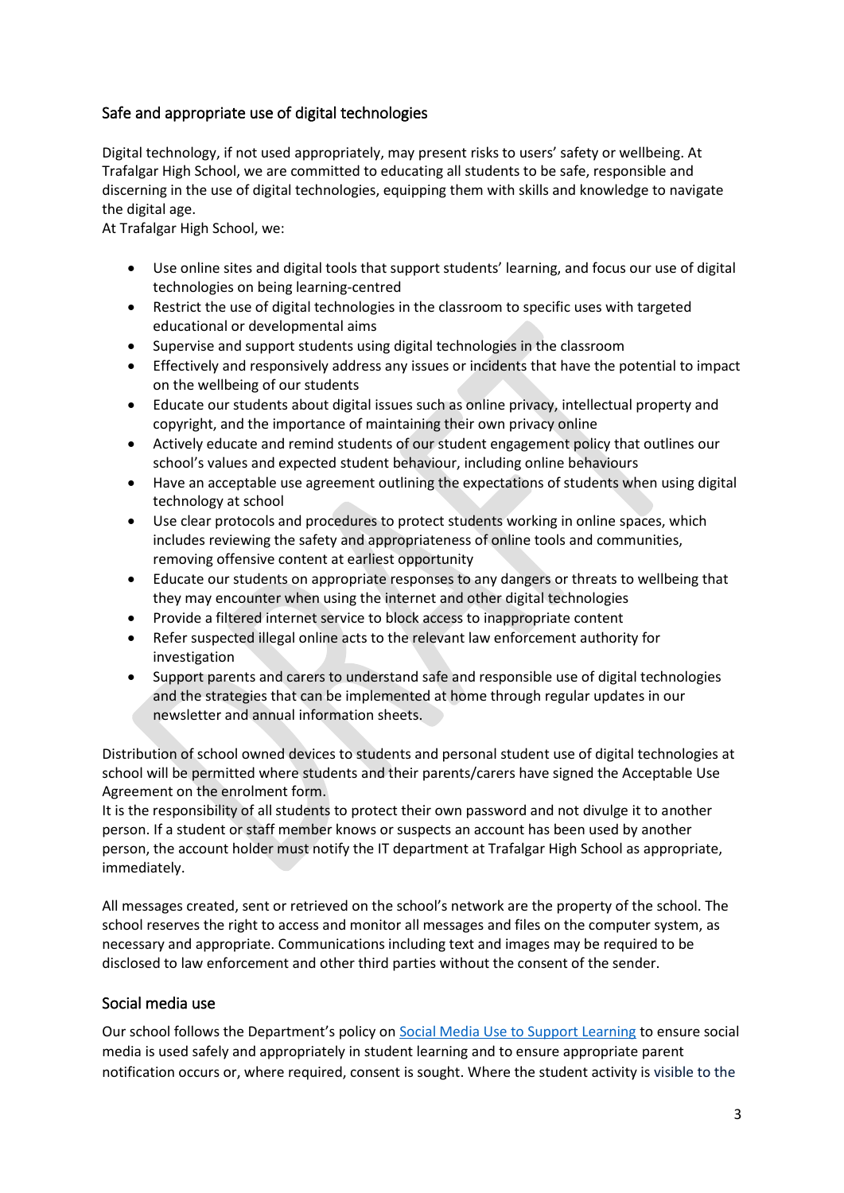## Safe and appropriate use of digital technologies

Digital technology, if not used appropriately, may present risks to users' safety or wellbeing. At Trafalgar High School, we are committed to educating all students to be safe, responsible and discerning in the use of digital technologies, equipping them with skills and knowledge to navigate the digital age.

At Trafalgar High School, we:

- Use online sites and digital tools that support students' learning, and focus our use of digital technologies on being learning-centred
- Restrict the use of digital technologies in the classroom to specific uses with targeted educational or developmental aims
- Supervise and support students using digital technologies in the classroom
- Effectively and responsively address any issues or incidents that have the potential to impact on the wellbeing of our students
- Educate our students about digital issues such as online privacy, intellectual property and copyright, and the importance of maintaining their own privacy online
- Actively educate and remind students of our student engagement policy that outlines our school's values and expected student behaviour, including online behaviours
- Have an acceptable use agreement outlining the expectations of students when using digital technology at school
- Use clear protocols and procedures to protect students working in online spaces, which includes reviewing the safety and appropriateness of online tools and communities, removing offensive content at earliest opportunity
- Educate our students on appropriate responses to any dangers or threats to wellbeing that they may encounter when using the internet and other digital technologies
- Provide a filtered internet service to block access to inappropriate content
- Refer suspected illegal online acts to the relevant law enforcement authority for investigation
- Support parents and carers to understand safe and responsible use of digital technologies and the strategies that can be implemented at home through regular updates in our newsletter and annual information sheets.

Distribution of school owned devices to students and personal student use of digital technologies at school will be permitted where students and their parents/carers have signed the Acceptable Use Agreement on the enrolment form.

It is the responsibility of all students to protect their own password and not divulge it to another person. If a student or staff member knows or suspects an account has been used by another person, the account holder must notify the IT department at Trafalgar High School as appropriate, immediately.

All messages created, sent or retrieved on the school's network are the property of the school. The school reserves the right to access and monitor all messages and files on the computer system, as necessary and appropriate. Communications including text and images may be required to be disclosed to law enforcement and other third parties without the consent of the sender.

## Social media use

Our school follows the Department's policy on [Social Media Use to Support Learning] to ensure social media is used safely and appropriately in student learning and to ensure appropriate parent notification occurs or, where required, consent is sought. Where the student activity is visible to the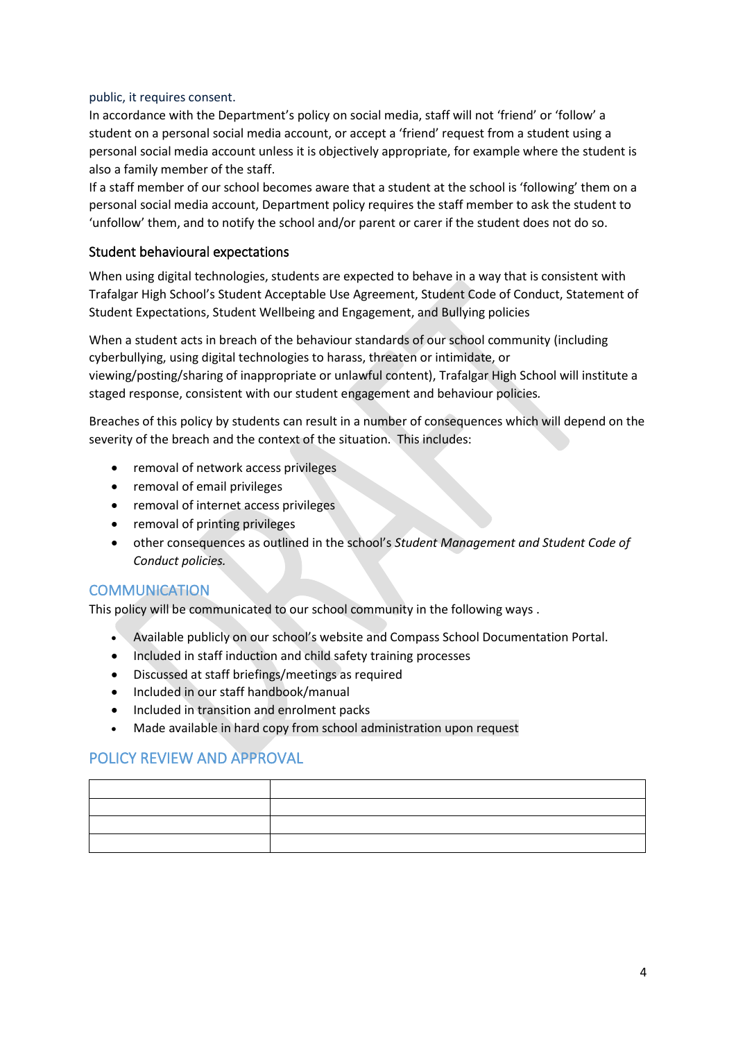public, it requires consent.

In accordance with the Department's policy on social media, staff will not 'friend' or 'follow' a student on a personal social media account, or accept a 'friend' request from a student using a personal social media account unless it is objectively appropriate, for example where the student is also a family member of the staff.

If a staff member of our school becomes aware that a student at the school is 'following' them on a personal social media account, Department policy requires the staff member to ask the student to 'unfollow' them, and to notify the school and/or parent or carer if the student does not do so.

### Student behavioural expectations

When using digital technologies, students are expected to behave in a way that is consistent with Trafalgar High School's Student Acceptable Use Agreement, Student Code of Conduct, Statement of Student Expectations, Student Wellbeing and Engagement, and Bullying policies

When a student acts in breach of the behaviour standards of our school community (including cyberbullying, using digital technologies to harass, threaten or intimidate, or viewing/posting/sharing of inappropriate or unlawful content), Trafalgar High School will institute a staged response, consistent with our student engagement and behaviour policies.

Breaches of this policy by students can result in a number of consequences which will depend on the severity of the breach and the context of the situation. This includes:

- removal of network access privileges
- removal of email privileges
- removal of internet access privileges
- removal of printing privileges
- other consequences as outlined in the school's *Student Management and Student Code of Conduct policies.*

## COMMUNICATION

This policy will be communicated to our school community in the following ways .

- Available publicly on our school's website and Compass School Documentation Portal.
- Included in staff induction and child safety training processes
- Discussed at staff briefings/meetings as required
- Included in our staff handbook/manual
- Included in transition and enrolment packs
- Made available in hard copy from school administration upon request

## POLICY REVIEW AND APPROVAL

| | |
|---|---|
| | |
| | |
| | |
| | |